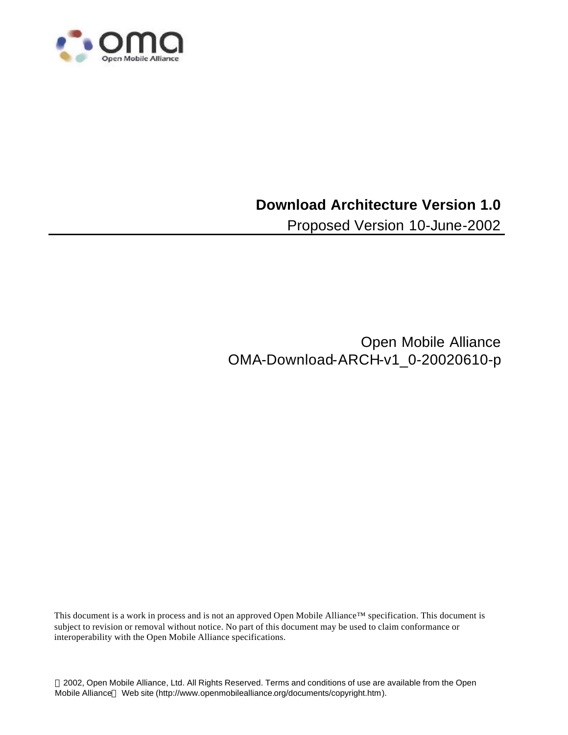# Download Architecture Version 1.0

Proposed Version 10-June-2002

Open Mobile Alliance
OMA-Download-ARCH-v1_0-20020610-p

This document is a work in process and is not an approved Open Mobile Alliance™ specification. This document is subject to revision or removal without notice. No part of this document may be used to claim conformance or interoperability with the Open Mobile Alliance specifications.

© 2002, Open Mobile Alliance, Ltd. All Rights Reserved. Terms and conditions of use are available from the Open Mobile Alliance™ Web site (http://www.openmobilealliance.org/documents/copyright.htm).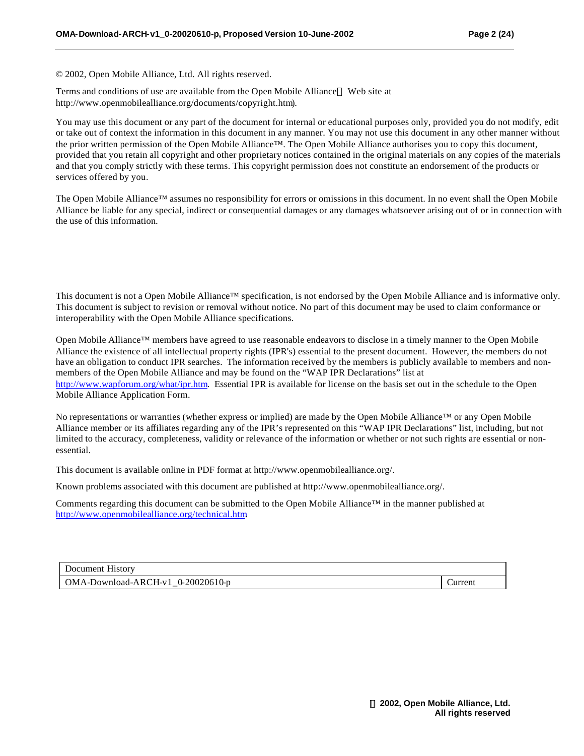© 2002, Open Mobile Alliance, Ltd. All rights reserved.

Terms and conditions of use are available from the Open Mobile Alliance™ Web site at http://www.openmobilealliance.org/documents/copyright.htm.

You may use this document or any part of the document for internal or educational purposes only, provided you do not modify, edit or take out of context the information in this document in any manner. You may not use this document in any other manner without the prior written permission of the Open Mobile Alliance™. The Open Mobile Alliance authorises you to copy this document, provided that you retain all copyright and other proprietary notices contained in the original materials on any copies of the materials and that you comply strictly with these terms. This copyright permission does not constitute an endorsement of the products or services offered by you.

The Open Mobile Alliance™ assumes no responsibility for errors or omissions in this document. In no event shall the Open Mobile Alliance be liable for any special, indirect or consequential damages or any damages whatsoever arising out of or in connection with the use of this information.

This document is not a Open Mobile Alliance™ specification, is not endorsed by the Open Mobile Alliance and is informative only. This document is subject to revision or removal without notice. No part of this document may be used to claim conformance or interoperability with the Open Mobile Alliance specifications.

Open Mobile Alliance™ members have agreed to use reasonable endeavors to disclose in a timely manner to the Open Mobile Alliance the existence of all intellectual property rights (IPR's) essential to the present document. However, the members do not have an obligation to conduct IPR searches. The information received by the members is publicly available to members and non-members of the Open Mobile Alliance and may be found on the "WAP IPR Declarations" list at http://www.wapforum.org/what/ipr.htm. Essential IPR is available for license on the basis set out in the schedule to the Open Mobile Alliance Application Form.

No representations or warranties (whether express or implied) are made by the Open Mobile Alliance™ or any Open Mobile Alliance member or its affiliates regarding any of the IPR's represented on this "WAP IPR Declarations" list, including, but not limited to the accuracy, completeness, validity or relevance of the information or whether or not such rights are essential or non-essential.

This document is available online in PDF format at http://www.openmobilealliance.org/.

Known problems associated with this document are published at http://www.openmobilealliance.org/.

Comments regarding this document can be submitted to the Open Mobile Alliance™ in the manner published at http://www.openmobilealliance.org/technical.htm.

| Document History | |
|---|---|
| OMA-Download-ARCH-v1_0-20020610-p | Current |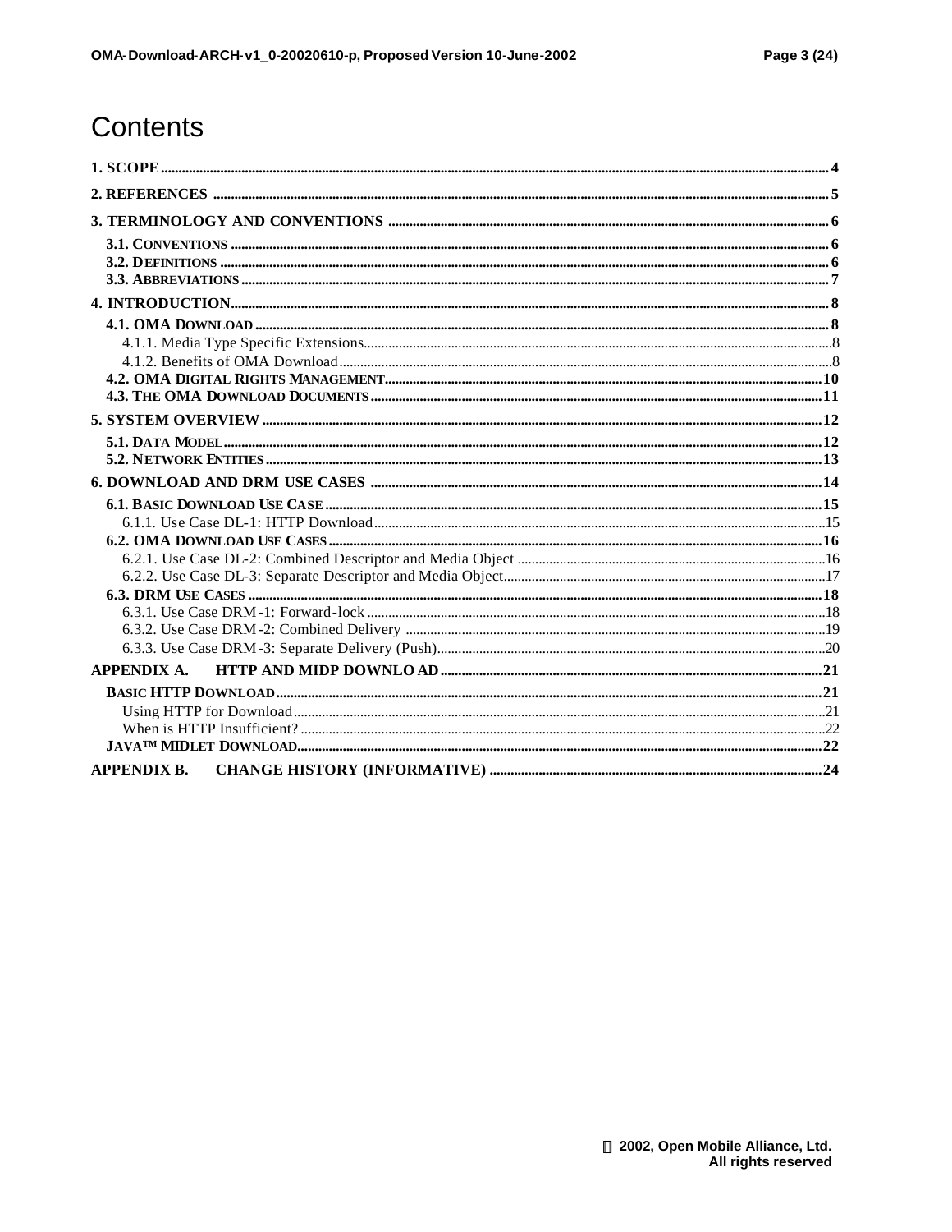# Contents

1. SCOPE .......... 4

2. REFERENCES .......... 5

3. TERMINOLOGY AND CONVENTIONS .......... 6

- 3.1. CONVENTIONS .......... 6
- 3.2. DEFINITIONS .......... 6
- 3.3. ABBREVIATIONS .......... 7

4. INTRODUCTION .......... 8

- 4.1. OMA DOWNLOAD .......... 8
  - 4.1.1. Media Type Specific Extensions .......... 8
  - 4.1.2. Benefits of OMA Download .......... 8
- 4.2. OMA DIGITAL RIGHTS MANAGEMENT .......... 10
- 4.3. THE OMA DOWNLOAD DOCUMENTS .......... 11

5. SYSTEM OVERVIEW .......... 12

- 5.1. DATA MODEL .......... 12
- 5.2. NETWORK ENTITIES .......... 13

6. DOWNLOAD AND DRM USE CASES .......... 14

- 6.1. BASIC DOWNLOAD USE CASE .......... 15
  - 6.1.1. Use Case DL-1: HTTP Download .......... 15
- 6.2. OMA DOWNLOAD USE CASES .......... 16
  - 6.2.1. Use Case DL-2: Combined Descriptor and Media Object .......... 16
  - 6.2.2. Use Case DL-3: Separate Descriptor and Media Object .......... 17
- 6.3. DRM USE CASES .......... 18
  - 6.3.1. Use Case DRM-1: Forward-lock .......... 18
  - 6.3.2. Use Case DRM-2: Combined Delivery .......... 19
  - 6.3.3. Use Case DRM-3: Separate Delivery (Push) .......... 20

APPENDIX A. HTTP AND MIDP DOWNLOAD .......... 21

- BASIC HTTP DOWNLOAD .......... 21
  - Using HTTP for Download .......... 21
  - When is HTTP Insufficient? .......... 22
- JAVA™ MIDLET DOWNLOAD .......... 22

APPENDIX B. CHANGE HISTORY (INFORMATIVE) .......... 24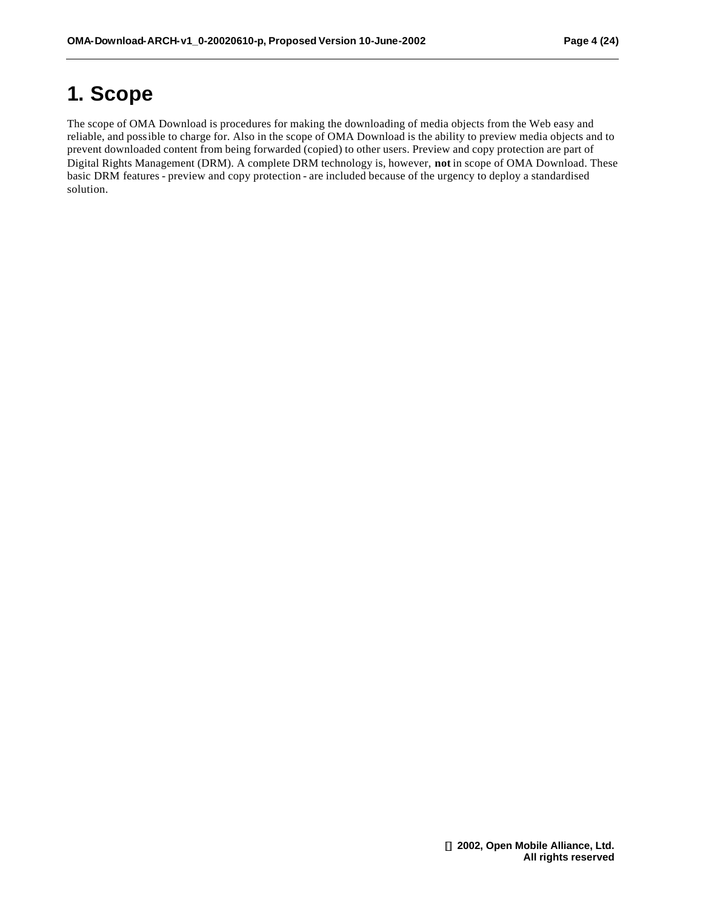# 1. Scope

The scope of OMA Download is procedures for making the downloading of media objects from the Web easy and reliable, and possible to charge for. Also in the scope of OMA Download is the ability to preview media objects and to prevent downloaded content from being forwarded (copied) to other users. Preview and copy protection are part of Digital Rights Management (DRM). A complete DRM technology is, however, **not** in scope of OMA Download. These basic DRM features - preview and copy protection - are included because of the urgency to deploy a standardised solution.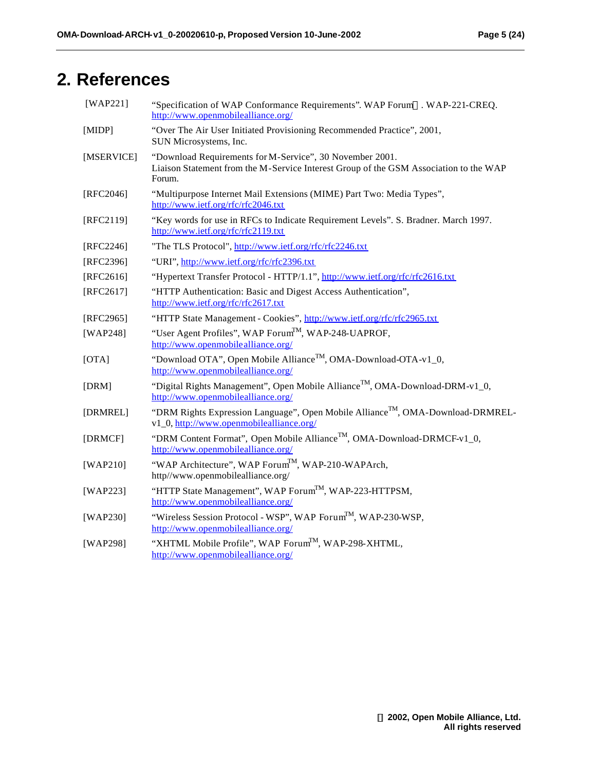# 2. References

| | |
|---|---|
| [WAP221] | "Specification of WAP Conformance Requirements". WAP Forum™. WAP-221-CREQ. http://www.openmobilealliance.org/ |
| [MIDP] | "Over The Air User Initiated Provisioning Recommended Practice", 2001, SUN Microsystems, Inc. |
| [MSERVICE] | "Download Requirements for M-Service", 30 November 2001. Liaison Statement from the M-Service Interest Group of the GSM Association to the WAP Forum. |
| [RFC2046] | "Multipurpose Internet Mail Extensions (MIME) Part Two: Media Types", http://www.ietf.org/rfc/rfc2046.txt |
| [RFC2119] | "Key words for use in RFCs to Indicate Requirement Levels". S. Bradner. March 1997. http://www.ietf.org/rfc/rfc2119.txt |
| [RFC2246] | "The TLS Protocol", http://www.ietf.org/rfc/rfc2246.txt |
| [RFC2396] | "URI", http://www.ietf.org/rfc/rfc2396.txt |
| [RFC2616] | "Hypertext Transfer Protocol - HTTP/1.1", http://www.ietf.org/rfc/rfc2616.txt |
| [RFC2617] | "HTTP Authentication: Basic and Digest Access Authentication", http://www.ietf.org/rfc/rfc2617.txt |
| [RFC2965] | "HTTP State Management - Cookies", http://www.ietf.org/rfc/rfc2965.txt |
| [WAP248] | "User Agent Profiles", WAP Forum™, WAP-248-UAPROF, http://www.openmobilealliance.org/ |
| [OTA] | "Download OTA", Open Mobile Alliance™, OMA-Download-OTA-v1_0, http://www.openmobilealliance.org/ |
| [DRM] | "Digital Rights Management", Open Mobile Alliance™, OMA-Download-DRM-v1_0, http://www.openmobilealliance.org/ |
| [DRMREL] | "DRM Rights Expression Language", Open Mobile Alliance™, OMA-Download-DRMREL-v1_0, http://www.openmobilealliance.org/ |
| [DRMCF] | "DRM Content Format", Open Mobile Alliance™, OMA-Download-DRMCF-v1_0, http://www.openmobilealliance.org/ |
| [WAP210] | "WAP Architecture", WAP Forum™, WAP-210-WAPArch, http//www.openmobilealliance.org/ |
| [WAP223] | "HTTP State Management", WAP Forum™, WAP-223-HTTPSM, http://www.openmobilealliance.org/ |
| [WAP230] | "Wireless Session Protocol - WSP", WAP Forum™, WAP-230-WSP, http://www.openmobilealliance.org/ |
| [WAP298] | "XHTML Mobile Profile", WAP Forum™, WAP-298-XHTML, http://www.openmobilealliance.org/ |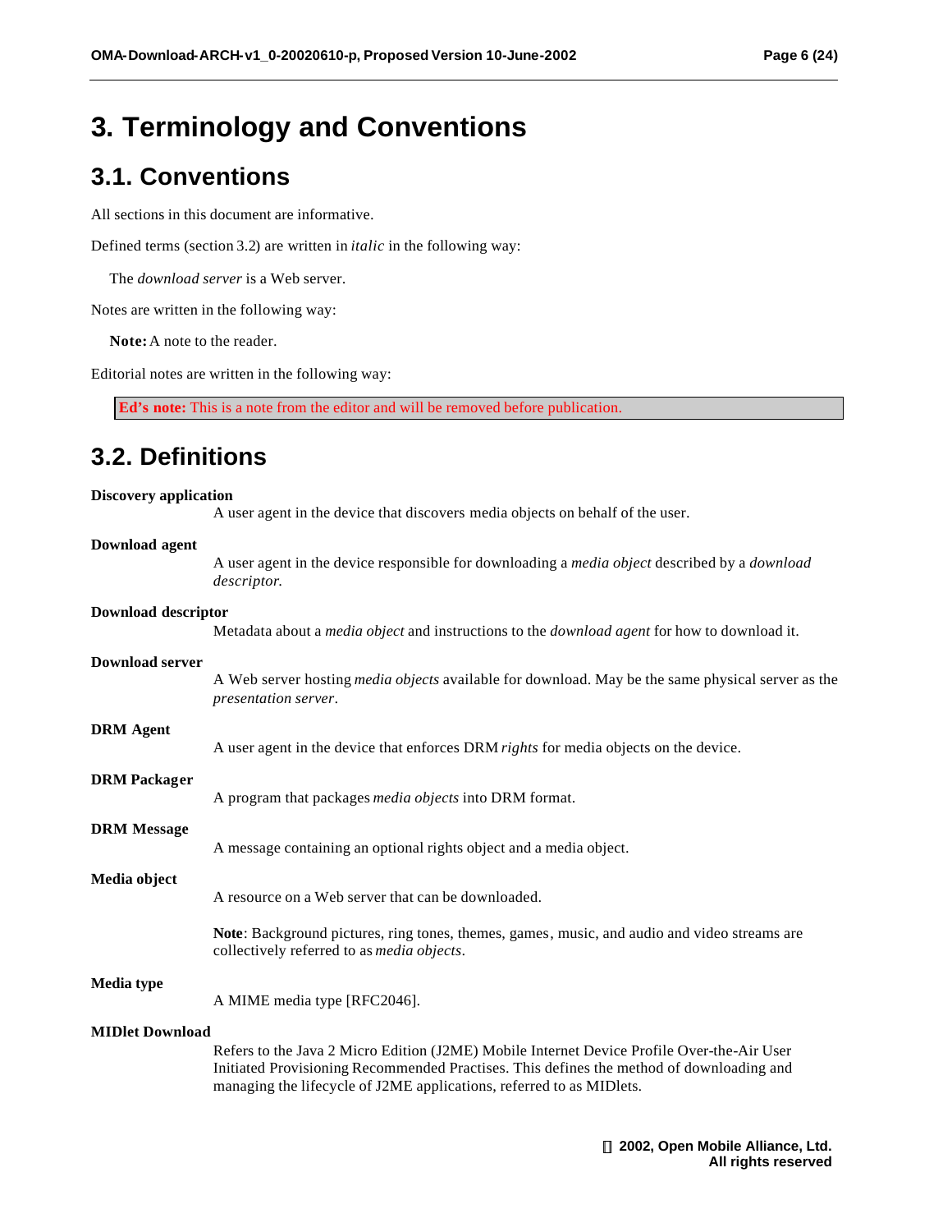# 3. Terminology and Conventions

## 3.1. Conventions

All sections in this document are informative.

Defined terms (section 3.2) are written in *italic* in the following way:

The *download server* is a Web server.

Notes are written in the following way:

**Note:** A note to the reader.

Editorial notes are written in the following way:

**Ed's note:** This is a note from the editor and will be removed before publication.

## 3.2. Definitions

**Discovery application**

A user agent in the device that discovers media objects on behalf of the user.

**Download agent**

A user agent in the device responsible for downloading a *media object* described by a *download descriptor.*

**Download descriptor**

Metadata about a *media object* and instructions to the *download agent* for how to download it.

**Download server**

A Web server hosting *media objects* available for download. May be the same physical server as the *presentation server*.

**DRM Agent**

A user agent in the device that enforces DRM *rights* for media objects on the device.

**DRM Packager**

A program that packages *media objects* into DRM format.

**DRM Message**

A message containing an optional rights object and a media object.

**Media object**

A resource on a Web server that can be downloaded.

**Note**: Background pictures, ring tones, themes, games, music, and audio and video streams are collectively referred to as *media objects*.

**Media type**

A MIME media type [RFC2046].

**MIDlet Download**

Refers to the Java 2 Micro Edition (J2ME) Mobile Internet Device Profile Over-the-Air User Initiated Provisioning Recommended Practises. This defines the method of downloading and managing the lifecycle of J2ME applications, referred to as MIDlets.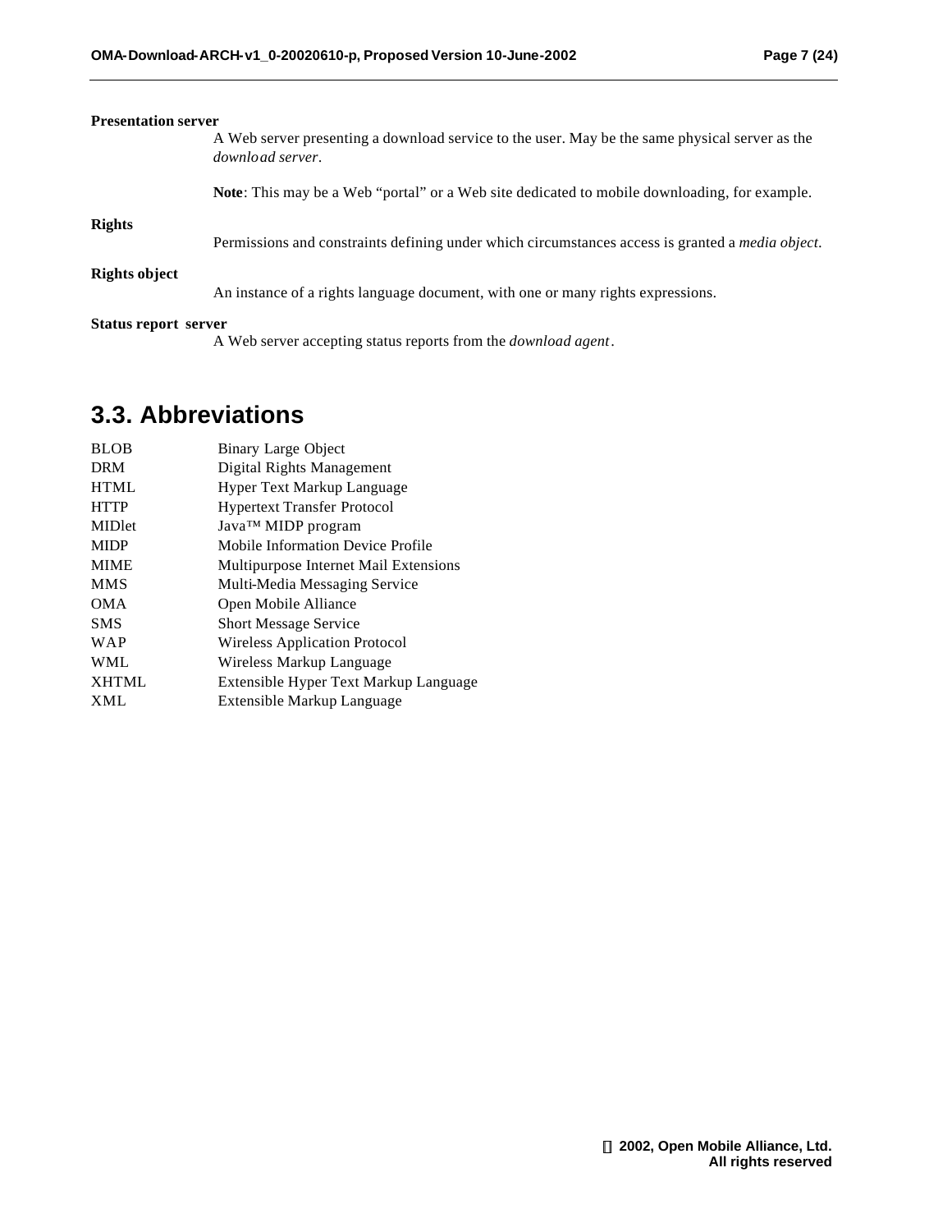**Presentation server**

A Web server presenting a download service to the user. May be the same physical server as the *download server*.

**Note**: This may be a Web "portal" or a Web site dedicated to mobile downloading, for example.

**Rights**

Permissions and constraints defining under which circumstances access is granted a *media object*.

**Rights object**

An instance of a rights language document, with one or many rights expressions.

**Status report server**

A Web server accepting status reports from the *download agent*.

## 3.3. Abbreviations

| | |
|---|---|
| BLOB | Binary Large Object |
| DRM | Digital Rights Management |
| HTML | Hyper Text Markup Language |
| HTTP | Hypertext Transfer Protocol |
| MIDlet | Java™ MIDP program |
| MIDP | Mobile Information Device Profile |
| MIME | Multipurpose Internet Mail Extensions |
| MMS | Multi-Media Messaging Service |
| OMA | Open Mobile Alliance |
| SMS | Short Message Service |
| WAP | Wireless Application Protocol |
| WML | Wireless Markup Language |
| XHTML | Extensible Hyper Text Markup Language |
| XML | Extensible Markup Language |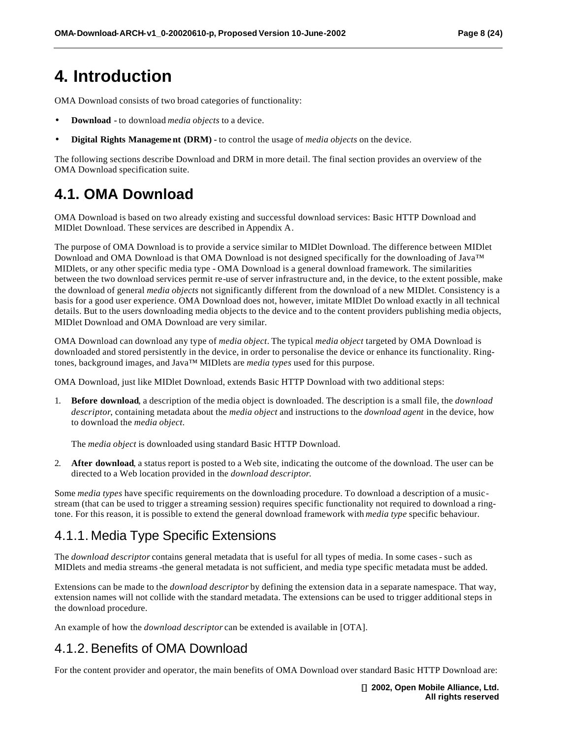# 4. Introduction

OMA Download consists of two broad categories of functionality:

- **Download** - to download *media objects* to a device.
- **Digital Rights Management (DRM)** - to control the usage of *media objects* on the device.

The following sections describe Download and DRM in more detail. The final section provides an overview of the OMA Download specification suite.

## 4.1. OMA Download

OMA Download is based on two already existing and successful download services: Basic HTTP Download and MIDlet Download. These services are described in Appendix A.

The purpose of OMA Download is to provide a service similar to MIDlet Download. The difference between MIDlet Download and OMA Download is that OMA Download is not designed specifically for the downloading of Java™ MIDlets, or any other specific media type - OMA Download is a general download framework. The similarities between the two download services permit re-use of server infrastructure and, in the device, to the extent possible, make the download of general *media objects* not significantly different from the download of a new MIDlet. Consistency is a basis for a good user experience. OMA Download does not, however, imitate MIDlet Download exactly in all technical details. But to the users downloading media objects to the device and to the content providers publishing media objects, MIDlet Download and OMA Download are very similar.

OMA Download can download any type of *media object*. The typical *media object* targeted by OMA Download is downloaded and stored persistently in the device, in order to personalise the device or enhance its functionality. Ring-tones, background images, and Java™ MIDlets are *media types* used for this purpose.

OMA Download, just like MIDlet Download, extends Basic HTTP Download with two additional steps:

1. **Before download**, a description of the media object is downloaded. The description is a small file, the *download descriptor*, containing metadata about the *media object* and instructions to the *download agent* in the device, how to download the *media object*.

   The *media object* is downloaded using standard Basic HTTP Download.

2. **After download**, a status report is posted to a Web site, indicating the outcome of the download. The user can be directed to a Web location provided in the *download descriptor*.

Some *media types* have specific requirements on the downloading procedure. To download a description of a music-stream (that can be used to trigger a streaming session) requires specific functionality not required to download a ring-tone. For this reason, it is possible to extend the general download framework with *media type* specific behaviour.

### 4.1.1. Media Type Specific Extensions

The *download descriptor* contains general metadata that is useful for all types of media. In some cases - such as MIDlets and media streams -the general metadata is not sufficient, and media type specific metadata must be added.

Extensions can be made to the *download descriptor* by defining the extension data in a separate namespace. That way, extension names will not collide with the standard metadata. The extensions can be used to trigger additional steps in the download procedure.

An example of how the *download descriptor* can be extended is available in [OTA].

### 4.1.2. Benefits of OMA Download

For the content provider and operator, the main benefits of OMA Download over standard Basic HTTP Download are: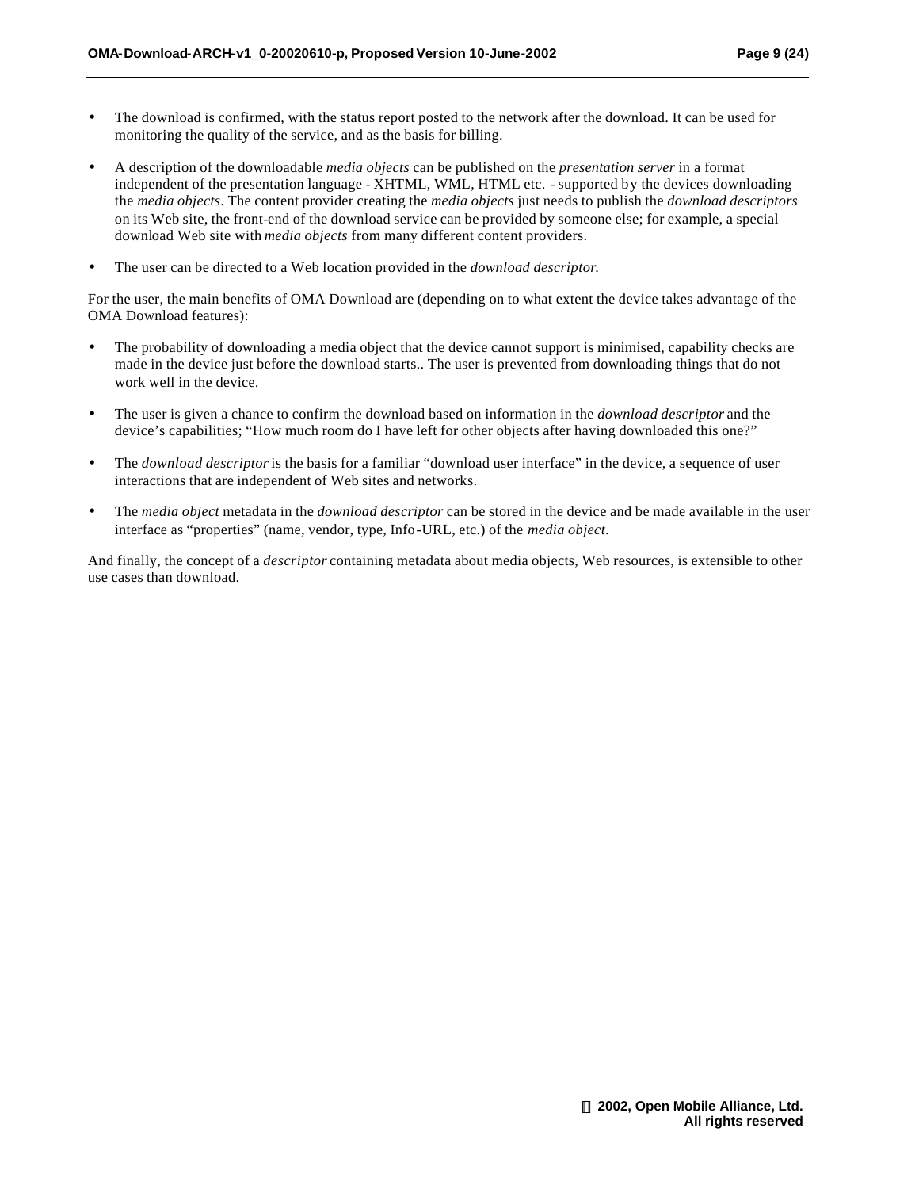- The download is confirmed, with the status report posted to the network after the download. It can be used for monitoring the quality of the service, and as the basis for billing.

- A description of the downloadable *media objects* can be published on the *presentation server* in a format independent of the presentation language - XHTML, WML, HTML etc. - supported by the devices downloading the *media objects*. The content provider creating the *media objects* just needs to publish the *download descriptors* on its Web site, the front-end of the download service can be provided by someone else; for example, a special download Web site with *media objects* from many different content providers.

- The user can be directed to a Web location provided in the *download descriptor.*

For the user, the main benefits of OMA Download are (depending on to what extent the device takes advantage of the OMA Download features):

- The probability of downloading a media object that the device cannot support is minimised, capability checks are made in the device just before the download starts.. The user is prevented from downloading things that do not work well in the device.

- The user is given a chance to confirm the download based on information in the *download descriptor* and the device's capabilities; "How much room do I have left for other objects after having downloaded this one?"

- The *download descriptor* is the basis for a familiar "download user interface" in the device, a sequence of user interactions that are independent of Web sites and networks.

- The *media object* metadata in the *download descriptor* can be stored in the device and be made available in the user interface as "properties" (name, vendor, type, Info-URL, etc.) of the *media object*.

And finally, the concept of a *descriptor* containing metadata about media objects, Web resources, is extensible to other use cases than download.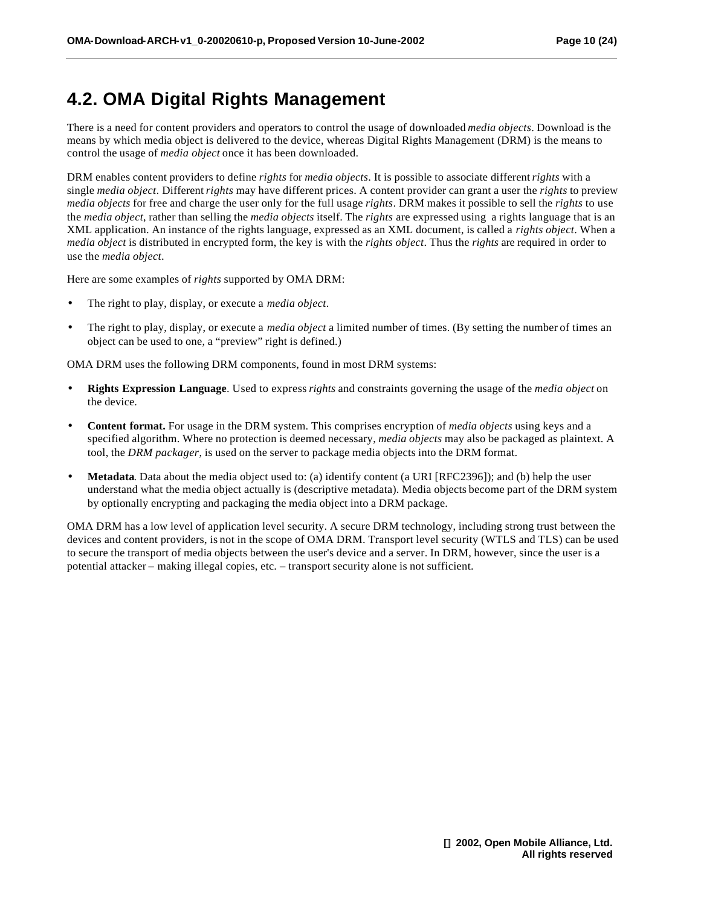## 4.2. OMA Digital Rights Management

There is a need for content providers and operators to control the usage of downloaded *media objects*. Download is the means by which media object is delivered to the device, whereas Digital Rights Management (DRM) is the means to control the usage of *media object* once it has been downloaded.

DRM enables content providers to define *rights* for *media objects*. It is possible to associate different *rights* with a single *media object*. Different *rights* may have different prices. A content provider can grant a user the *rights* to preview *media objects* for free and charge the user only for the full usage *rights*. DRM makes it possible to sell the *rights* to use the *media object*, rather than selling the *media objects* itself. The *rights* are expressed using a rights language that is an XML application. An instance of the rights language, expressed as an XML document, is called a *rights object*. When a *media object* is distributed in encrypted form, the key is with the *rights object*. Thus the *rights* are required in order to use the *media object*.

Here are some examples of *rights* supported by OMA DRM:

- The right to play, display, or execute a *media object*.
- The right to play, display, or execute a *media object* a limited number of times. (By setting the number of times an object can be used to one, a "preview" right is defined.)

OMA DRM uses the following DRM components, found in most DRM systems:

- **Rights Expression Language**. Used to express *rights* and constraints governing the usage of the *media object* on the device.
- **Content format.** For usage in the DRM system. This comprises encryption of *media objects* using keys and a specified algorithm. Where no protection is deemed necessary, *media objects* may also be packaged as plaintext. A tool, the *DRM packager*, is used on the server to package media objects into the DRM format.
- **Metadata**. Data about the media object used to: (a) identify content (a URI [RFC2396]); and (b) help the user understand what the media object actually is (descriptive metadata). Media objects become part of the DRM system by optionally encrypting and packaging the media object into a DRM package.

OMA DRM has a low level of application level security. A secure DRM technology, including strong trust between the devices and content providers, is not in the scope of OMA DRM. Transport level security (WTLS and TLS) can be used to secure the transport of media objects between the user's device and a server. In DRM, however, since the user is a potential attacker – making illegal copies, etc. – transport security alone is not sufficient.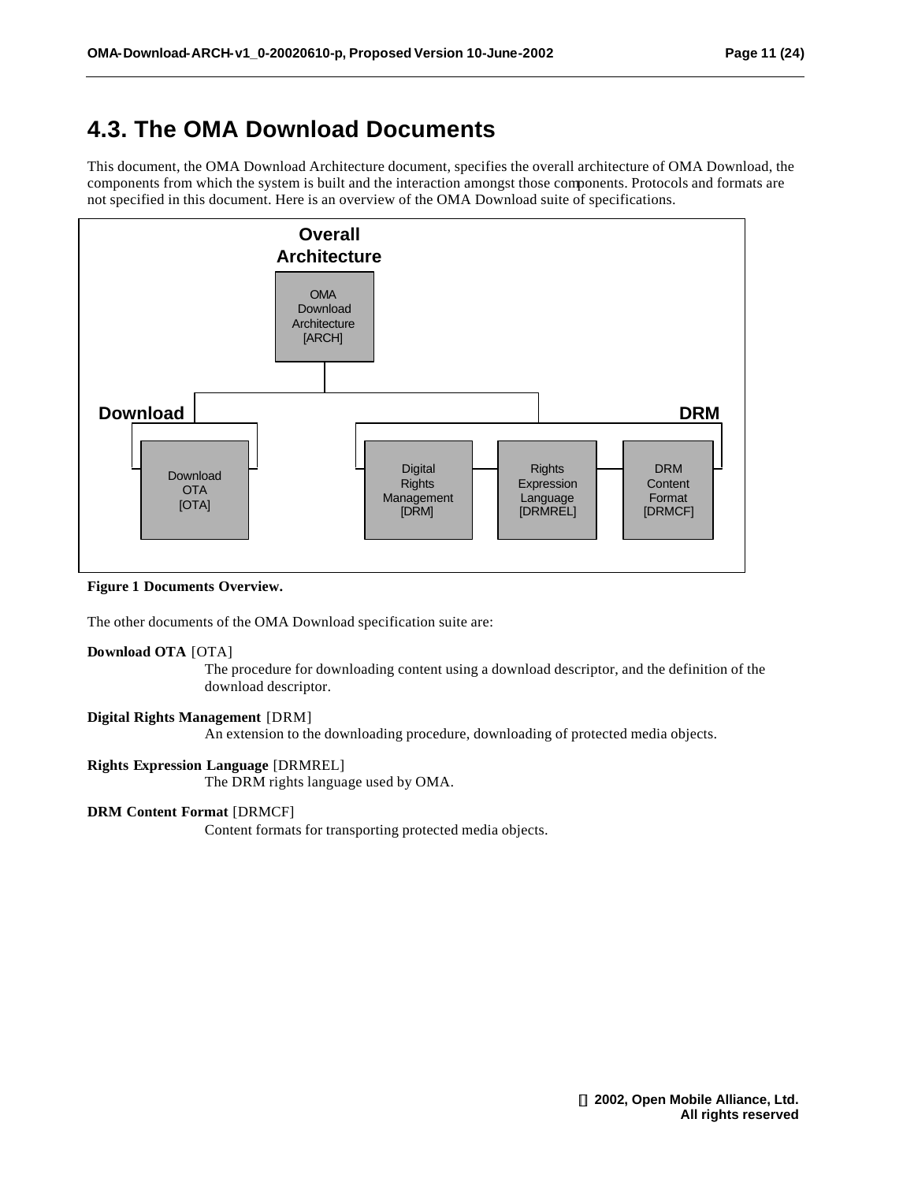## 4.3. The OMA Download Documents

This document, the OMA Download Architecture document, specifies the overall architecture of OMA Download, the components from which the system is built and the interaction amongst those components. Protocols and formats are not specified in this document. Here is an overview of the OMA Download suite of specifications.

**Figure 1 Documents Overview.**

The other documents of the OMA Download specification suite are:

**Download OTA** [OTA]

The procedure for downloading content using a download descriptor, and the definition of the download descriptor.

**Digital Rights Management** [DRM]

An extension to the downloading procedure, downloading of protected media objects.

**Rights Expression Language** [DRMREL]

The DRM rights language used by OMA.

**DRM Content Format** [DRMCF]

Content formats for transporting protected media objects.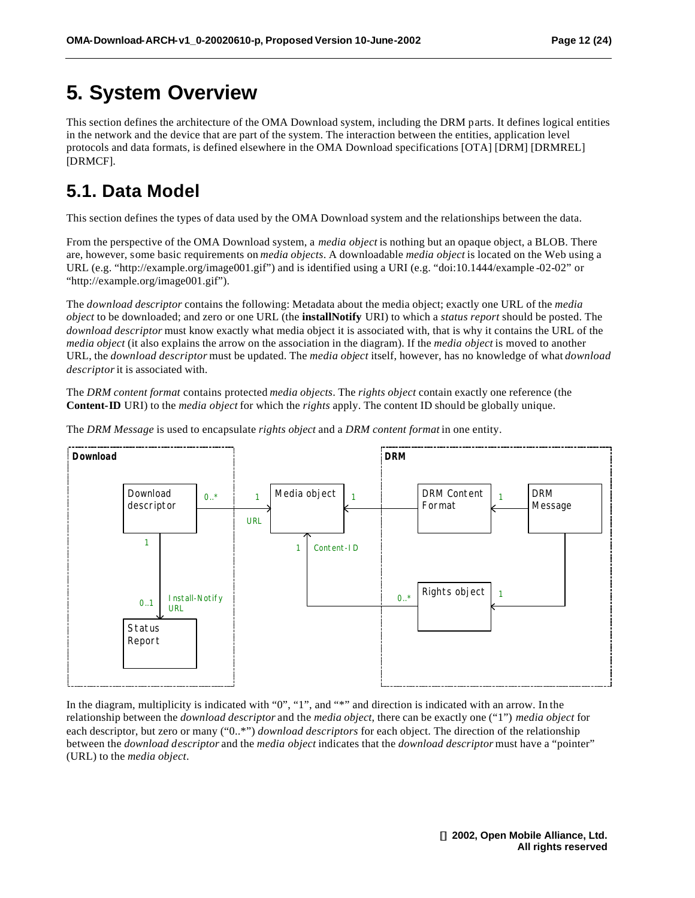# 5. System Overview

This section defines the architecture of the OMA Download system, including the DRM parts. It defines logical entities in the network and the device that are part of the system. The interaction between the entities, application level protocols and data formats, is defined elsewhere in the OMA Download specifications [OTA] [DRM] [DRMREL] [DRMCF].

## 5.1. Data Model

This section defines the types of data used by the OMA Download system and the relationships between the data.

From the perspective of the OMA Download system, a *media object* is nothing but an opaque object, a BLOB. There are, however, some basic requirements on *media objects*. A downloadable *media object* is located on the Web using a URL (e.g. "http://example.org/image001.gif") and is identified using a URI (e.g. "doi:10.1444/example-02-02" or "http://example.org/image001.gif").

The *download descriptor* contains the following: Metadata about the media object; exactly one URL of the *media object* to be downloaded; and zero or one URL (the **installNotify** URI) to which a *status report* should be posted. The *download descriptor* must know exactly what media object it is associated with, that is why it contains the URL of the *media object* (it also explains the arrow on the association in the diagram). If the *media object* is moved to another URL, the *download descriptor* must be updated. The *media object* itself, however, has no knowledge of what *download descriptor* it is associated with.

The *DRM content format* contains protected *media objects*. The *rights object* contain exactly one reference (the **Content-ID** URI) to the *media object* for which the *rights* apply. The content ID should be globally unique.

The *DRM Message* is used to encapsulate *rights object* and a *DRM content format* in one entity.

In the diagram, multiplicity is indicated with "0", "1", and "*" and direction is indicated with an arrow. In the relationship between the *download descriptor* and the *media object*, there can be exactly one ("1") *media object* for each descriptor, but zero or many ("0..*") *download descriptors* for each object. The direction of the relationship between the *download descriptor* and the *media object* indicates that the *download descriptor* must have a "pointer" (URL) to the *media object*.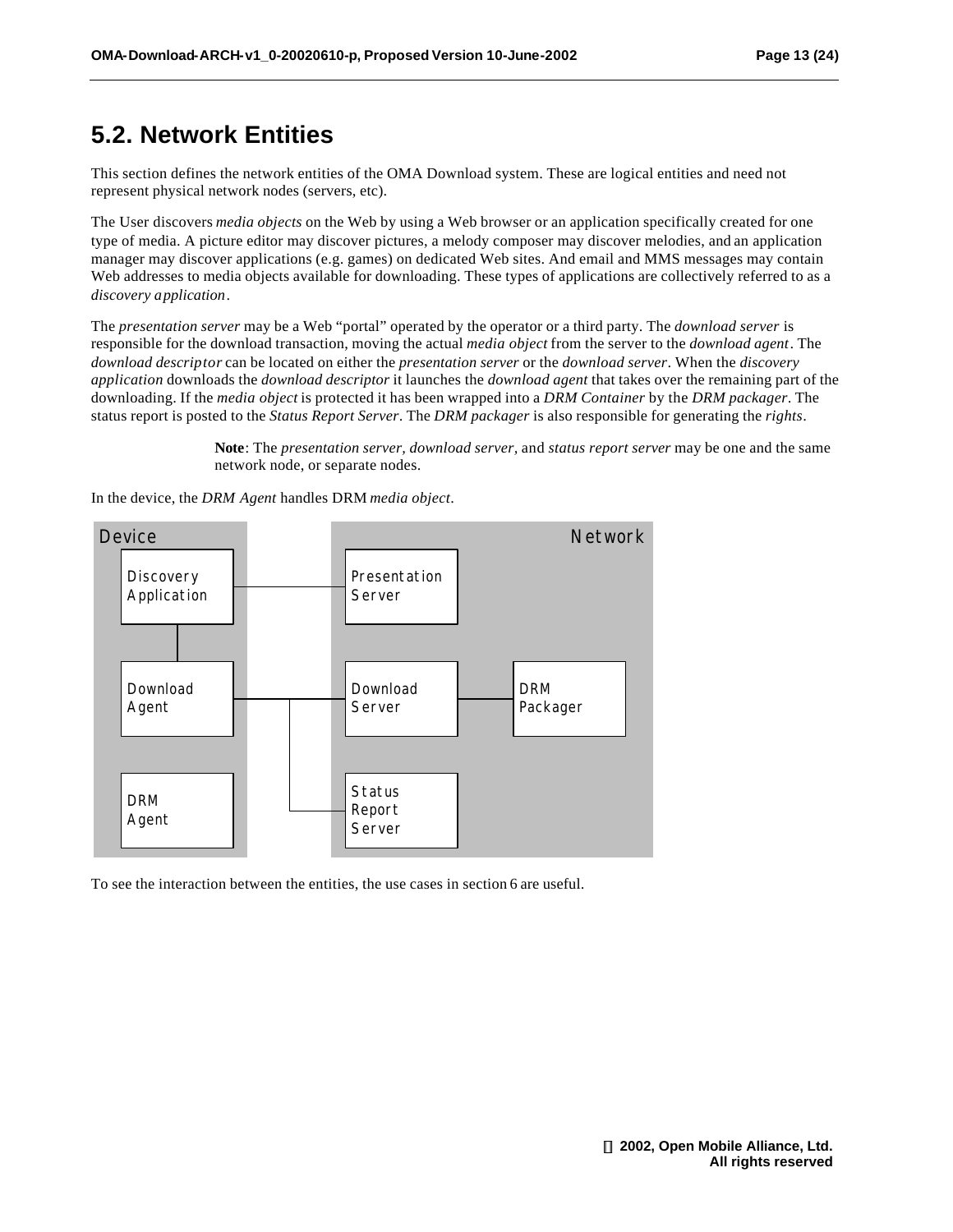## 5.2. Network Entities

This section defines the network entities of the OMA Download system. These are logical entities and need not represent physical network nodes (servers, etc).

The User discovers *media objects* on the Web by using a Web browser or an application specifically created for one type of media. A picture editor may discover pictures, a melody composer may discover melodies, and an application manager may discover applications (e.g. games) on dedicated Web sites. And email and MMS messages may contain Web addresses to media objects available for downloading. These types of applications are collectively referred to as a *discovery application*.

The *presentation server* may be a Web "portal" operated by the operator or a third party. The *download server* is responsible for the download transaction, moving the actual *media object* from the server to the *download agent*. The *download descriptor* can be located on either the *presentation server* or the *download server*. When the *discovery application* downloads the *download descriptor* it launches the *download agent* that takes over the remaining part of the downloading. If the *media object* is protected it has been wrapped into a *DRM Container* by the *DRM packager*. The status report is posted to the *Status Report Server*. The *DRM packager* is also responsible for generating the *rights*.

> **Note**: The *presentation server, download server,* and *status report server* may be one and the same network node, or separate nodes.

In the device, the *DRM Agent* handles DRM *media object*.

Device | Network

Discovery Application — Presentation Server

Download Agent — Download Server — DRM Packager

Download Agent — Status Report Server

DRM Agent

To see the interaction between the entities, the use cases in section 6 are useful.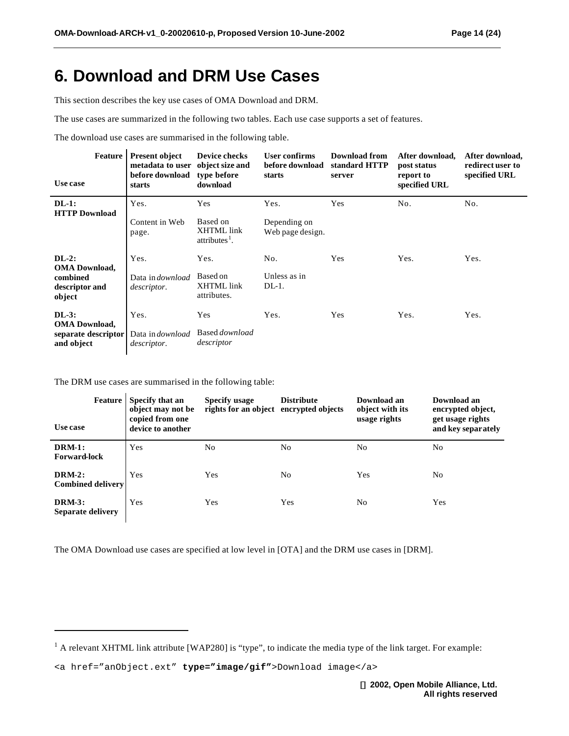# 6. Download and DRM Use Cases

This section describes the key use cases of OMA Download and DRM.

The use cases are summarized in the following two tables. Each use case supports a set of features.

The download use cases are summarised in the following table.

| Feature / Use case | Present object metadata to user before download starts | Device checks object size and type before download | User confirms before download starts | Download from standard HTTP server | After download, post status report to specified URL | After download, redirect user to specified URL |
|---|---|---|---|---|---|---|
| **DL-1: HTTP Download** | Yes. Content in Web page. | Yes Based on XHTML link attributes[1]. | Yes. Depending on Web page design. | Yes | No. | No. |
| **DL-2: OMA Download, combined descriptor and object** | Yes. Data in *download descriptor*. | Yes. Based on XHTML link attributes. | No. Unless as in DL-1. | Yes | Yes. | Yes. |
| **DL-3: OMA Download, separate descriptor and object** | Yes. Data in *download descriptor*. | Yes Based *download descriptor* | Yes. | Yes | Yes. | Yes. |

The DRM use cases are summarised in the following table:

| Feature / Use case | Specify that an object may not be copied from one device to another | Specify usage rights for an object | Distribute encrypted objects | Download an object with its usage rights | Download an encrypted object, get usage rights and key separately |
|---|---|---|---|---|---|
| **DRM-1: Forward-lock** | Yes | No | No | No | No |
| **DRM-2: Combined delivery** | Yes | Yes | No | Yes | No |
| **DRM-3: Separate delivery** | Yes | Yes | Yes | No | Yes |

The OMA Download use cases are specified at low level in [OTA] and the DRM use cases in [DRM].

[1] A relevant XHTML link attribute [WAP280] is "type", to indicate the media type of the link target. For example:

```
<a href="anObject.ext" type="image/gif">Download image</a>
```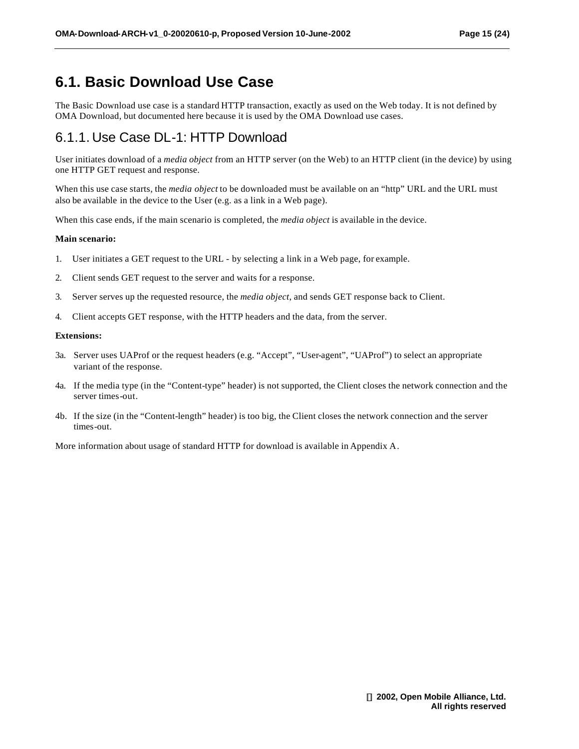# 6.1. Basic Download Use Case

The Basic Download use case is a standard HTTP transaction, exactly as used on the Web today. It is not defined by OMA Download, but documented here because it is used by the OMA Download use cases.

## 6.1.1. Use Case DL-1: HTTP Download

User initiates download of a *media object* from an HTTP server (on the Web) to an HTTP client (in the device) by using one HTTP GET request and response.

When this use case starts, the *media object* to be downloaded must be available on an "http" URL and the URL must also be available in the device to the User (e.g. as a link in a Web page).

When this case ends, if the main scenario is completed, the *media object* is available in the device.

**Main scenario:**

1. User initiates a GET request to the URL - by selecting a link in a Web page, for example.
2. Client sends GET request to the server and waits for a response.
3. Server serves up the requested resource, the *media object*, and sends GET response back to Client.
4. Client accepts GET response, with the HTTP headers and the data, from the server.

**Extensions:**

3a. Server uses UAProf or the request headers (e.g. "Accept", "User-agent", "UAProf") to select an appropriate variant of the response.

4a. If the media type (in the "Content-type" header) is not supported, the Client closes the network connection and the server times-out.

4b. If the size (in the "Content-length" header) is too big, the Client closes the network connection and the server times-out.

More information about usage of standard HTTP for download is available in Appendix A.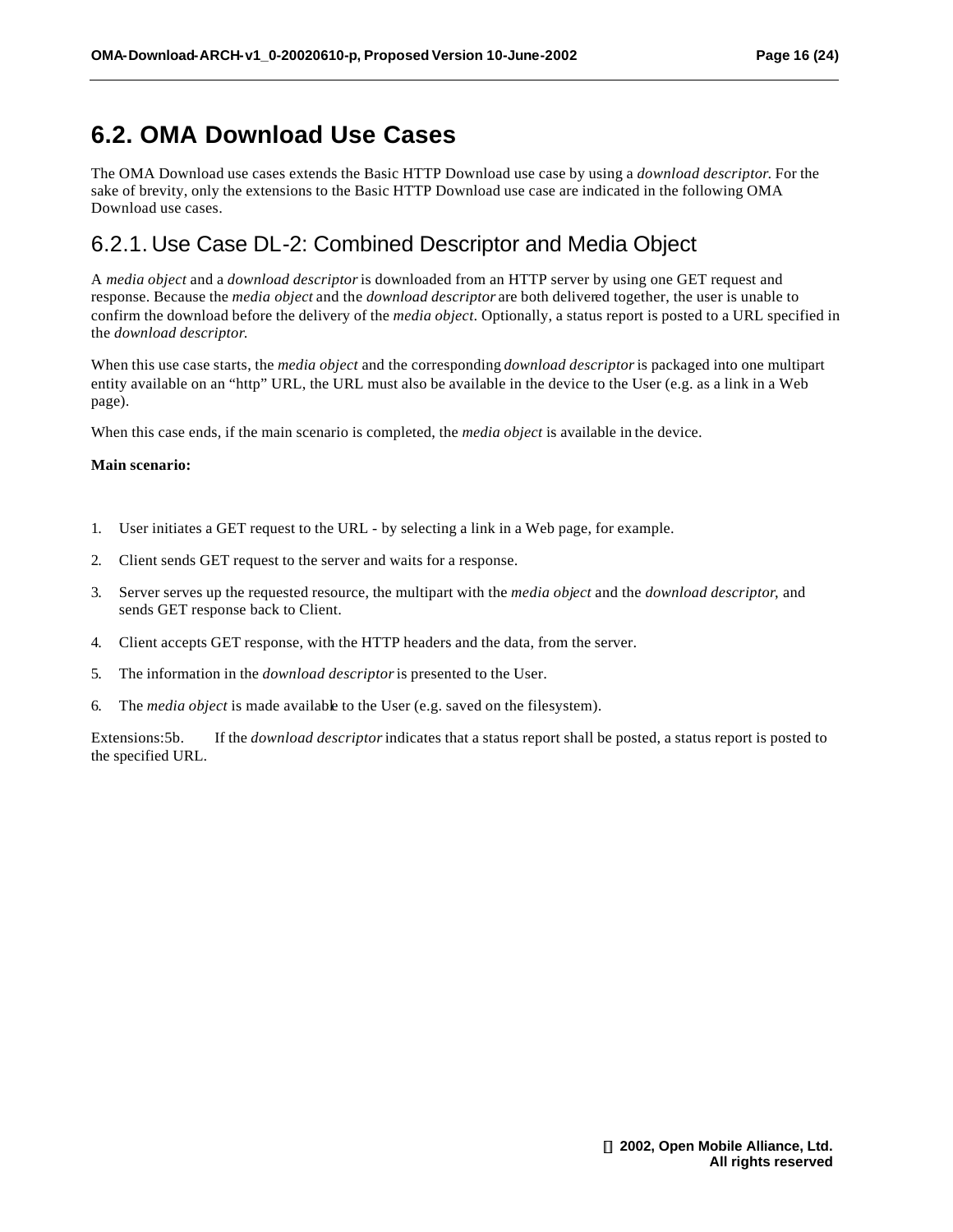## 6.2. OMA Download Use Cases

The OMA Download use cases extends the Basic HTTP Download use case by using a *download descriptor*. For the sake of brevity, only the extensions to the Basic HTTP Download use case are indicated in the following OMA Download use cases.

### 6.2.1. Use Case DL-2: Combined Descriptor and Media Object

A *media object* and a *download descriptor* is downloaded from an HTTP server by using one GET request and response. Because the *media object* and the *download descriptor* are both delivered together, the user is unable to confirm the download before the delivery of the *media object*. Optionally, a status report is posted to a URL specified in the *download descriptor*.

When this use case starts, the *media object* and the corresponding *download descriptor* is packaged into one multipart entity available on an "http" URL, the URL must also be available in the device to the User (e.g. as a link in a Web page).

When this case ends, if the main scenario is completed, the *media object* is available in the device.

**Main scenario:**

1. User initiates a GET request to the URL - by selecting a link in a Web page, for example.
2. Client sends GET request to the server and waits for a response.
3. Server serves up the requested resource, the multipart with the *media object* and the *download descriptor*, and sends GET response back to Client.
4. Client accepts GET response, with the HTTP headers and the data, from the server.
5. The information in the *download descriptor* is presented to the User.
6. The *media object* is made available to the User (e.g. saved on the filesystem).

Extensions:5b. If the *download descriptor* indicates that a status report shall be posted, a status report is posted to the specified URL.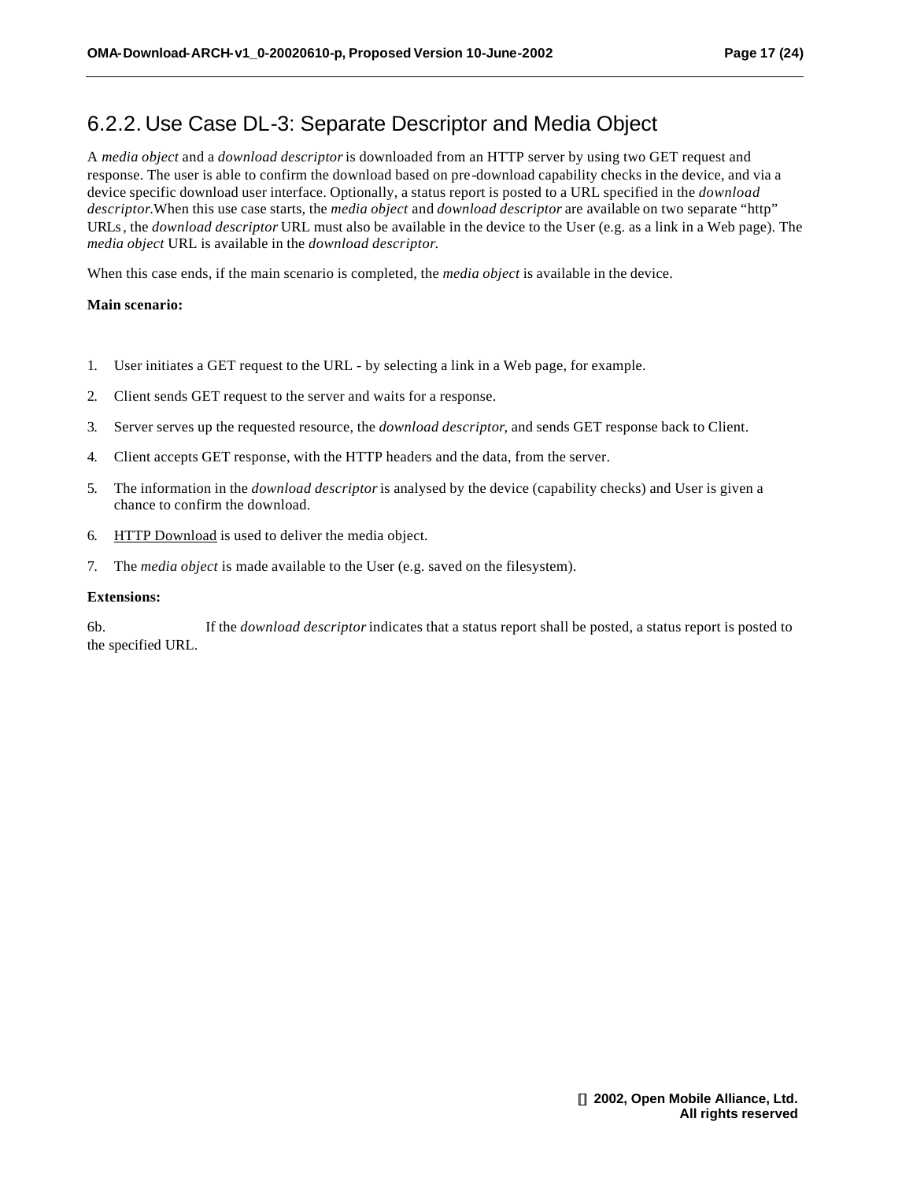### 6.2.2. Use Case DL-3: Separate Descriptor and Media Object

A *media object* and a *download descriptor* is downloaded from an HTTP server by using two GET request and response. The user is able to confirm the download based on pre-download capability checks in the device, and via a device specific download user interface. Optionally, a status report is posted to a URL specified in the *download descriptor.*When this use case starts, the *media object* and *download descriptor* are available on two separate "http" URLs, the *download descriptor* URL must also be available in the device to the User (e.g. as a link in a Web page). The *media object* URL is available in the *download descriptor.*

When this case ends, if the main scenario is completed, the *media object* is available in the device.

**Main scenario:**

1. User initiates a GET request to the URL - by selecting a link in a Web page, for example.
2. Client sends GET request to the server and waits for a response.
3. Server serves up the requested resource, the *download descriptor*, and sends GET response back to Client.
4. Client accepts GET response, with the HTTP headers and the data, from the server.
5. The information in the *download descriptor* is analysed by the device (capability checks) and User is given a chance to confirm the download.
6. HTTP Download is used to deliver the media object.
7. The *media object* is made available to the User (e.g. saved on the filesystem).

**Extensions:**

6b. If the *download descriptor* indicates that a status report shall be posted, a status report is posted to the specified URL.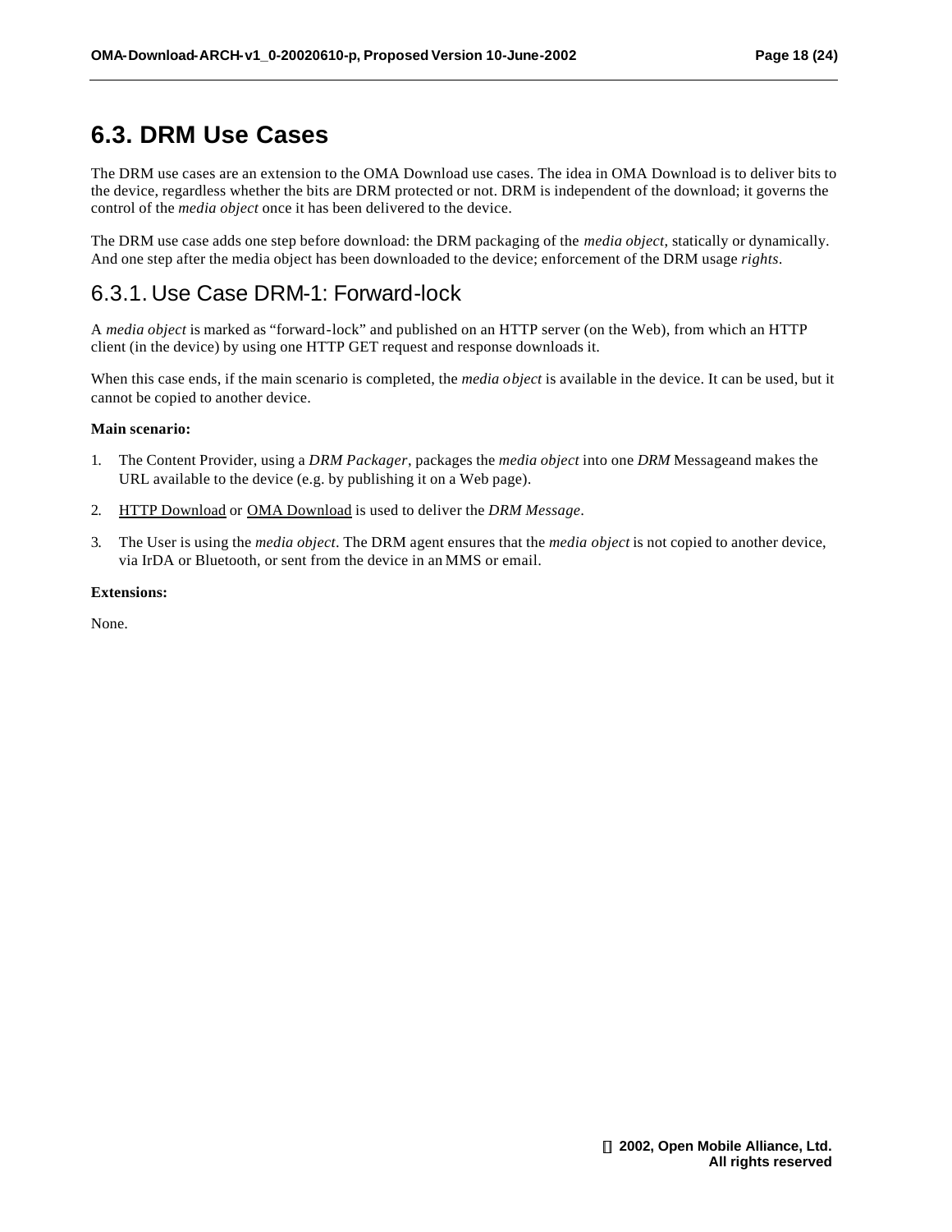## 6.3. DRM Use Cases

The DRM use cases are an extension to the OMA Download use cases. The idea in OMA Download is to deliver bits to the device, regardless whether the bits are DRM protected or not. DRM is independent of the download; it governs the control of the *media object* once it has been delivered to the device.

The DRM use case adds one step before download: the DRM packaging of the *media object*, statically or dynamically. And one step after the media object has been downloaded to the device; enforcement of the DRM usage *rights*.

### 6.3.1. Use Case DRM-1: Forward-lock

A *media object* is marked as "forward-lock" and published on an HTTP server (on the Web), from which an HTTP client (in the device) by using one HTTP GET request and response downloads it.

When this case ends, if the main scenario is completed, the *media object* is available in the device. It can be used, but it cannot be copied to another device.

**Main scenario:**

1. The Content Provider, using a *DRM Packager*, packages the *media object* into one *DRM* Messageand makes the URL available to the device (e.g. by publishing it on a Web page).
2. HTTP Download or OMA Download is used to deliver the *DRM Message*.
3. The User is using the *media object*. The DRM agent ensures that the *media object* is not copied to another device, via IrDA or Bluetooth, or sent from the device in an MMS or email.

**Extensions:**

None.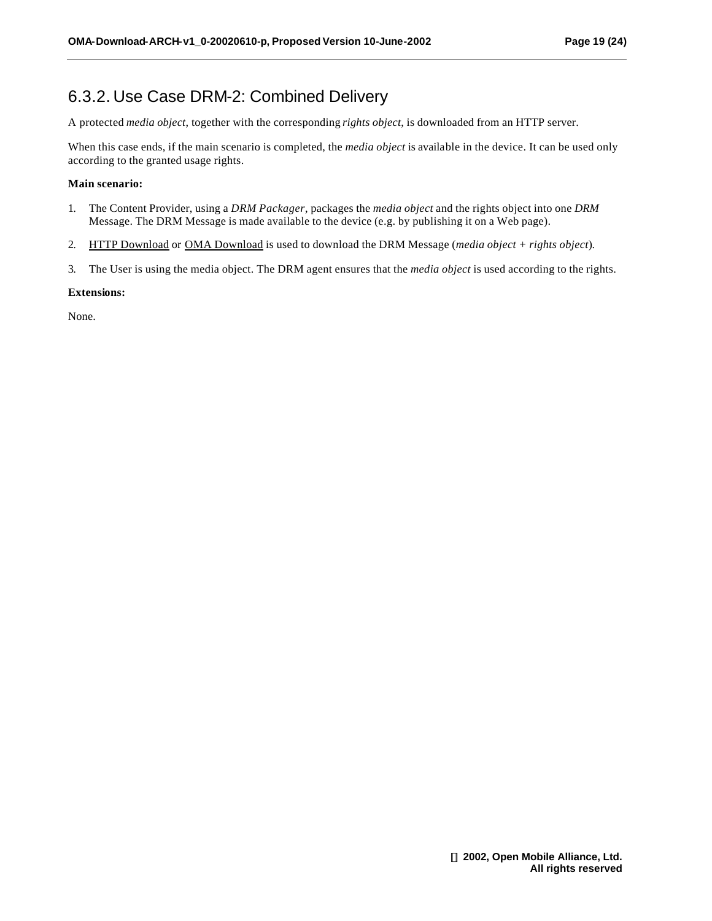### 6.3.2. Use Case DRM-2: Combined Delivery

A protected *media object*, together with the corresponding *rights object*, is downloaded from an HTTP server.

When this case ends, if the main scenario is completed, the *media object* is available in the device. It can be used only according to the granted usage rights.

**Main scenario:**

1. The Content Provider, using a *DRM Packager*, packages the *media object* and the rights object into one *DRM* Message. The DRM Message is made available to the device (e.g. by publishing it on a Web page).
2. HTTP Download or OMA Download is used to download the DRM Message (*media object + rights object*).
3. The User is using the media object. The DRM agent ensures that the *media object* is used according to the rights.

**Extensions:**

None.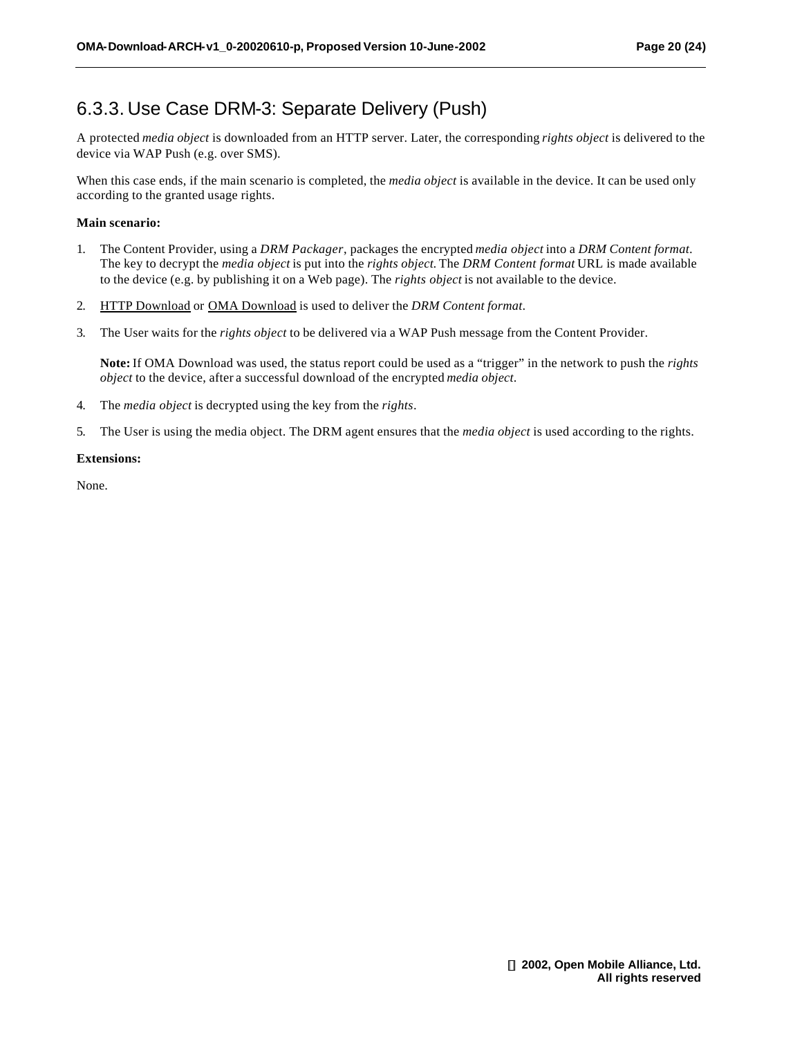### 6.3.3. Use Case DRM-3: Separate Delivery (Push)

A protected *media object* is downloaded from an HTTP server. Later, the corresponding *rights object* is delivered to the device via WAP Push (e.g. over SMS).

When this case ends, if the main scenario is completed, the *media object* is available in the device. It can be used only according to the granted usage rights.

**Main scenario:**

1. The Content Provider, using a *DRM Packager*, packages the encrypted *media object* into a *DRM Content format*. The key to decrypt the *media object* is put into the *rights object*. The *DRM Content format* URL is made available to the device (e.g. by publishing it on a Web page). The *rights object* is not available to the device.

2. <u>HTTP Download</u> or <u>OMA Download</u> is used to deliver the *DRM Content format*.

3. The User waits for the *rights object* to be delivered via a WAP Push message from the Content Provider.

   **Note:** If OMA Download was used, the status report could be used as a "trigger" in the network to push the *rights object* to the device, after a successful download of the encrypted *media object*.

4. The *media object* is decrypted using the key from the *rights*.

5. The User is using the media object. The DRM agent ensures that the *media object* is used according to the rights.

**Extensions:**

None.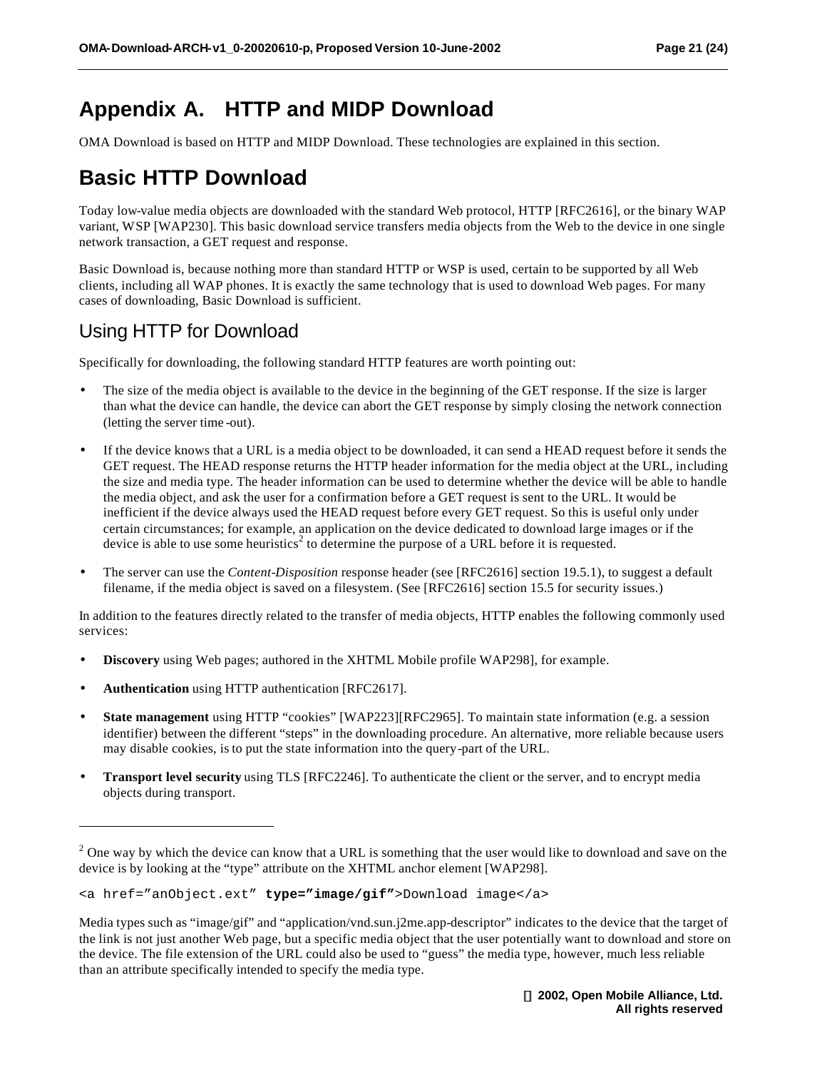# Appendix A. HTTP and MIDP Download

OMA Download is based on HTTP and MIDP Download. These technologies are explained in this section.

# Basic HTTP Download

Today low-value media objects are downloaded with the standard Web protocol, HTTP [RFC2616], or the binary WAP variant, WSP [WAP230]. This basic download service transfers media objects from the Web to the device in one single network transaction, a GET request and response.

Basic Download is, because nothing more than standard HTTP or WSP is used, certain to be supported by all Web clients, including all WAP phones. It is exactly the same technology that is used to download Web pages. For many cases of downloading, Basic Download is sufficient.

## Using HTTP for Download

Specifically for downloading, the following standard HTTP features are worth pointing out:

- The size of the media object is available to the device in the beginning of the GET response. If the size is larger than what the device can handle, the device can abort the GET response by simply closing the network connection (letting the server time-out).
- If the device knows that a URL is a media object to be downloaded, it can send a HEAD request before it sends the GET request. The HEAD response returns the HTTP header information for the media object at the URL, including the size and media type. The header information can be used to determine whether the device will be able to handle the media object, and ask the user for a confirmation before a GET request is sent to the URL. It would be inefficient if the device always used the HEAD request before every GET request. So this is useful only under certain circumstances; for example, an application on the device dedicated to download large images or if the device is able to use some heuristics[2] to determine the purpose of a URL before it is requested.
- The server can use the *Content-Disposition* response header (see [RFC2616] section 19.5.1), to suggest a default filename, if the media object is saved on a filesystem. (See [RFC2616] section 15.5 for security issues.)

In addition to the features directly related to the transfer of media objects, HTTP enables the following commonly used services:

- **Discovery** using Web pages; authored in the XHTML Mobile profile WAP298], for example.
- **Authentication** using HTTP authentication [RFC2617].
- **State management** using HTTP "cookies" [WAP223][RFC2965]. To maintain state information (e.g. a session identifier) between the different "steps" in the downloading procedure. An alternative, more reliable because users may disable cookies, is to put the state information into the query-part of the URL.
- **Transport level security** using TLS [RFC2246]. To authenticate the client or the server, and to encrypt media objects during transport.

---

[2] One way by which the device can know that a URL is something that the user would like to download and save on the device is by looking at the "type" attribute on the XHTML anchor element [WAP298].

```
<a href="anObject.ext" type="image/gif">Download image</a>
```

Media types such as "image/gif" and "application/vnd.sun.j2me.app-descriptor" indicates to the device that the target of the link is not just another Web page, but a specific media object that the user potentially want to download and store on the device. The file extension of the URL could also be used to "guess" the media type, however, much less reliable than an attribute specifically intended to specify the media type.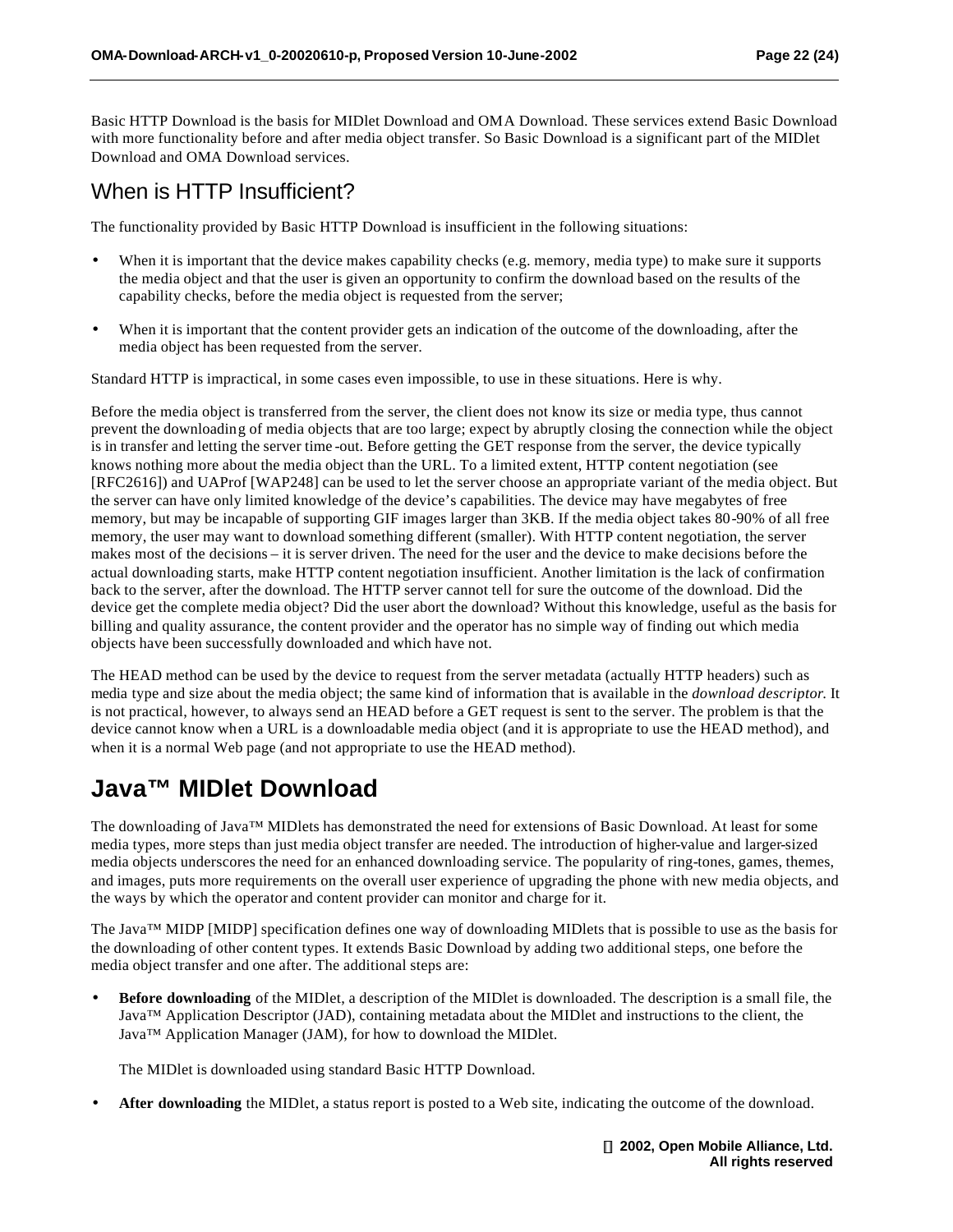Basic HTTP Download is the basis for MIDlet Download and OMA Download. These services extend Basic Download with more functionality before and after media object transfer. So Basic Download is a significant part of the MIDlet Download and OMA Download services.

## When is HTTP Insufficient?

The functionality provided by Basic HTTP Download is insufficient in the following situations:

- When it is important that the device makes capability checks (e.g. memory, media type) to make sure it supports the media object and that the user is given an opportunity to confirm the download based on the results of the capability checks, before the media object is requested from the server;
- When it is important that the content provider gets an indication of the outcome of the downloading, after the media object has been requested from the server.

Standard HTTP is impractical, in some cases even impossible, to use in these situations. Here is why.

Before the media object is transferred from the server, the client does not know its size or media type, thus cannot prevent the downloading of media objects that are too large; expect by abruptly closing the connection while the object is in transfer and letting the server time-out. Before getting the GET response from the server, the device typically knows nothing more about the media object than the URL. To a limited extent, HTTP content negotiation (see [RFC2616]) and UAProf [WAP248] can be used to let the server choose an appropriate variant of the media object. But the server can have only limited knowledge of the device's capabilities. The device may have megabytes of free memory, but may be incapable of supporting GIF images larger than 3KB. If the media object takes 80-90% of all free memory, the user may want to download something different (smaller). With HTTP content negotiation, the server makes most of the decisions – it is server driven. The need for the user and the device to make decisions before the actual downloading starts, make HTTP content negotiation insufficient. Another limitation is the lack of confirmation back to the server, after the download. The HTTP server cannot tell for sure the outcome of the download. Did the device get the complete media object? Did the user abort the download? Without this knowledge, useful as the basis for billing and quality assurance, the content provider and the operator has no simple way of finding out which media objects have been successfully downloaded and which have not.

The HEAD method can be used by the device to request from the server metadata (actually HTTP headers) such as media type and size about the media object; the same kind of information that is available in the *download descriptor.* It is not practical, however, to always send an HEAD before a GET request is sent to the server. The problem is that the device cannot know when a URL is a downloadable media object (and it is appropriate to use the HEAD method), and when it is a normal Web page (and not appropriate to use the HEAD method).

# Java™ MIDlet Download

The downloading of Java™ MIDlets has demonstrated the need for extensions of Basic Download. At least for some media types, more steps than just media object transfer are needed. The introduction of higher-value and larger-sized media objects underscores the need for an enhanced downloading service. The popularity of ring-tones, games, themes, and images, puts more requirements on the overall user experience of upgrading the phone with new media objects, and the ways by which the operator and content provider can monitor and charge for it.

The Java™ MIDP [MIDP] specification defines one way of downloading MIDlets that is possible to use as the basis for the downloading of other content types. It extends Basic Download by adding two additional steps, one before the media object transfer and one after. The additional steps are:

- **Before downloading** of the MIDlet, a description of the MIDlet is downloaded. The description is a small file, the Java™ Application Descriptor (JAD), containing metadata about the MIDlet and instructions to the client, the Java™ Application Manager (JAM), for how to download the MIDlet.

  The MIDlet is downloaded using standard Basic HTTP Download.

- **After downloading** the MIDlet, a status report is posted to a Web site, indicating the outcome of the download.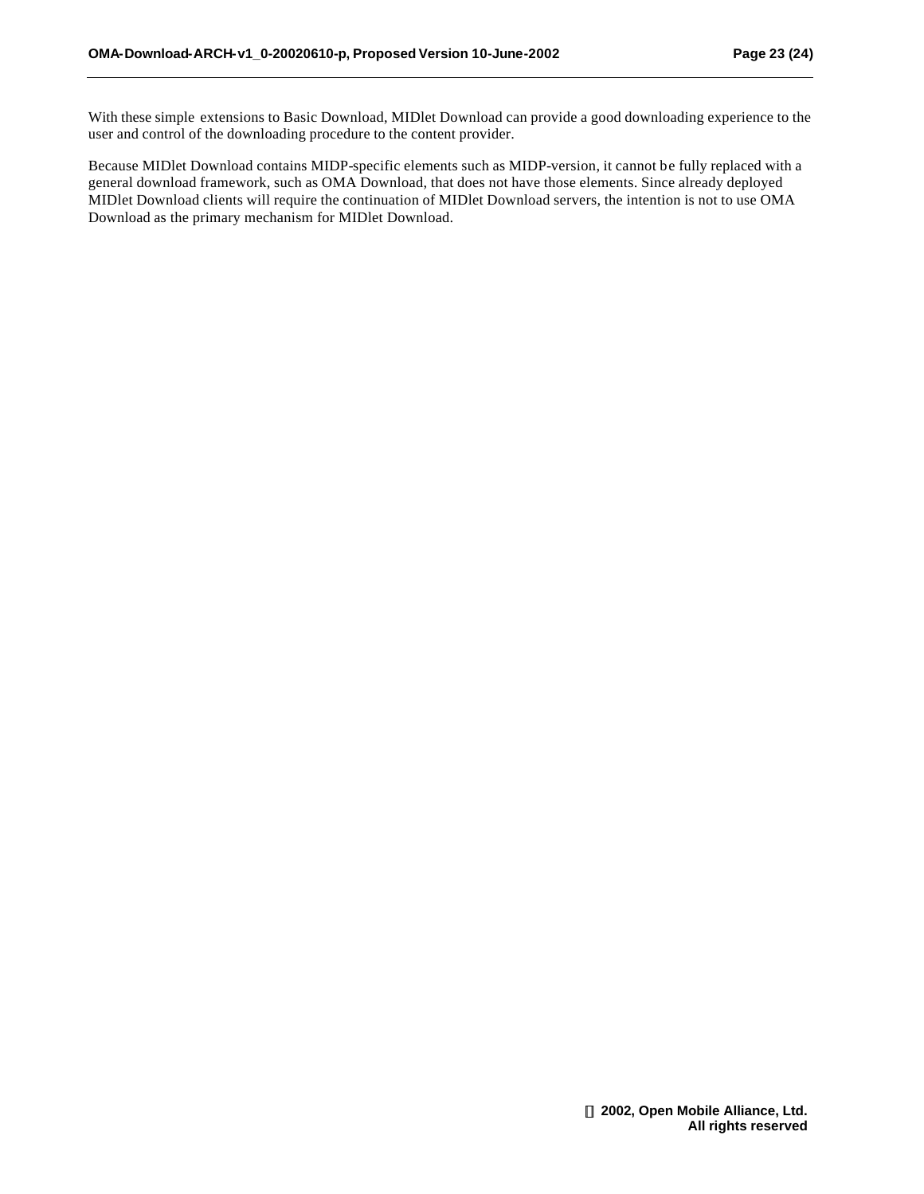With these simple extensions to Basic Download, MIDlet Download can provide a good downloading experience to the user and control of the downloading procedure to the content provider.

Because MIDlet Download contains MIDP-specific elements such as MIDP-version, it cannot be fully replaced with a general download framework, such as OMA Download, that does not have those elements. Since already deployed MIDlet Download clients will require the continuation of MIDlet Download servers, the intention is not to use OMA Download as the primary mechanism for MIDlet Download.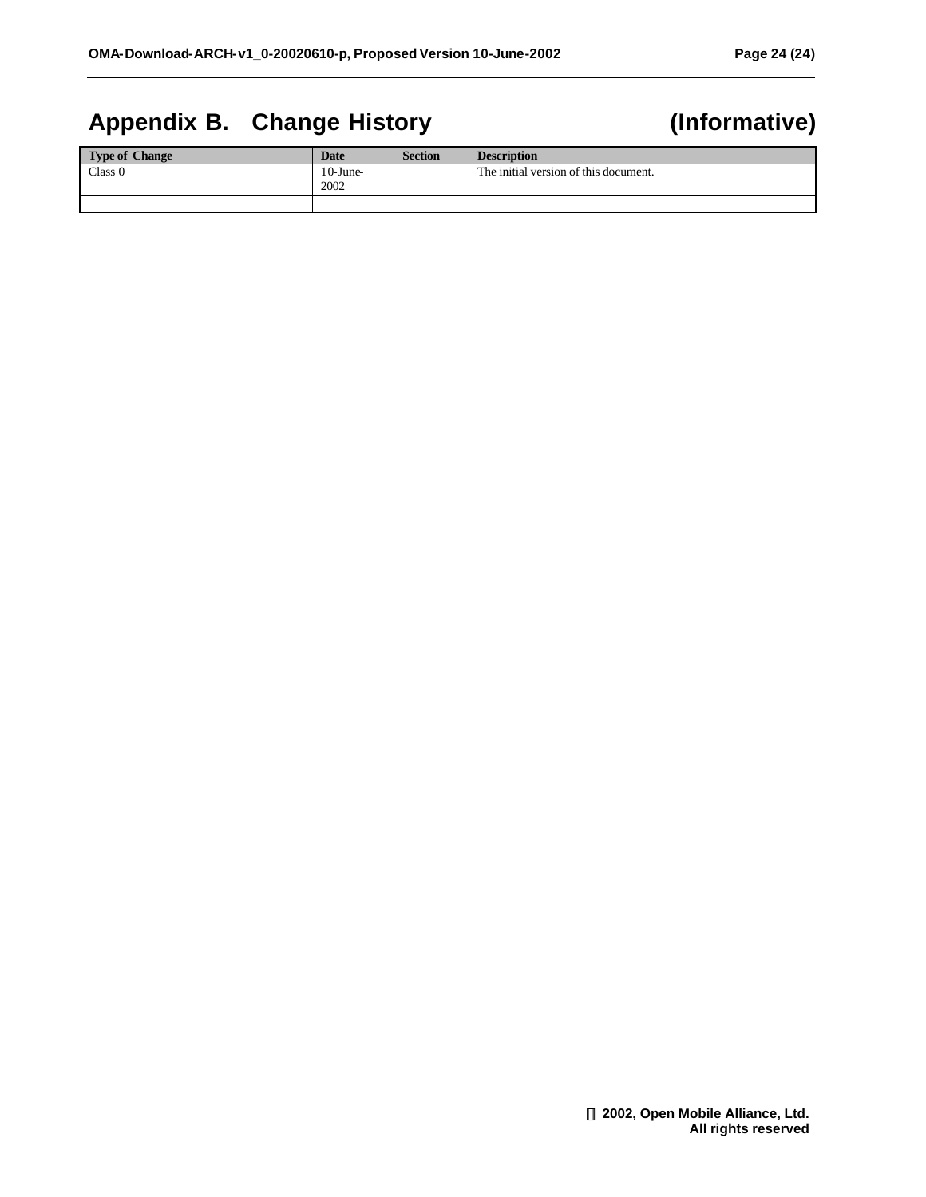# Appendix B. Change History (Informative)

| Type of Change | Date | Section | Description |
| --- | --- | --- | --- |
| Class 0 | 10-June-2002 | | The initial version of this document. |
| | | | |